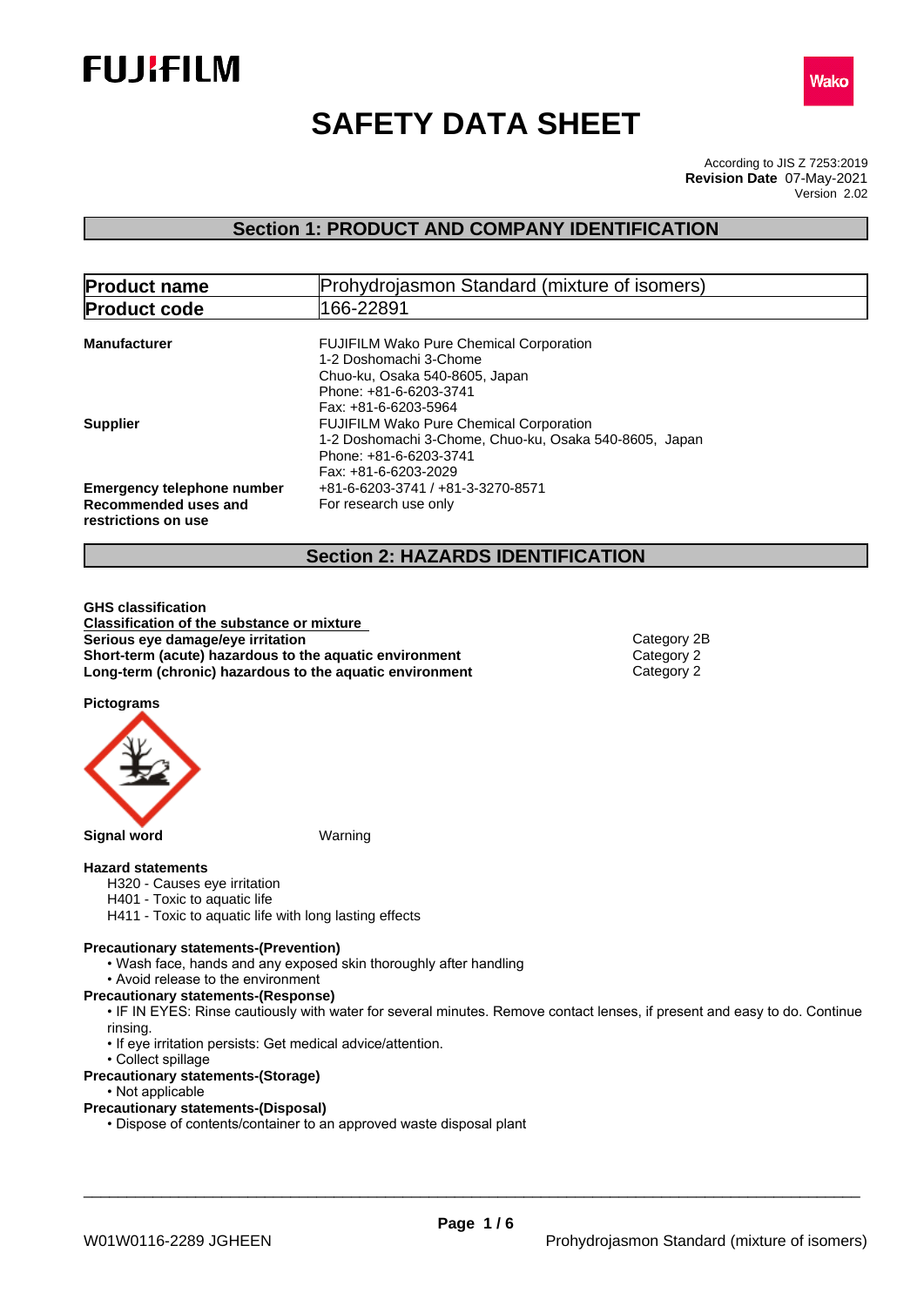# SAFETY DATA SHEET

According to JIS Z 7253:2019
**Revision Date** 07-May-2021
Version 2.02

## Section 1: PRODUCT AND COMPANY IDENTIFICATION

| **Product name** | Prohydrojasmon Standard (mixture of isomers) |
|---|---|
| **Product code** | 166-22891 |

**Manufacturer**
FUJIFILM Wako Pure Chemical Corporation
1-2 Doshomachi 3-Chome
Chuo-ku, Osaka 540-8605, Japan
Phone: +81-6-6203-3741
Fax: +81-6-6203-5964

**Supplier**
FUJIFILM Wako Pure Chemical Corporation
1-2 Doshomachi 3-Chome, Chuo-ku, Osaka 540-8605, Japan
Phone: +81-6-6203-3741
Fax: +81-6-6203-2029

**Emergency telephone number** +81-6-6203-3741 / +81-3-3270-8571

**Recommended uses and restrictions on use** For research use only

## Section 2: HAZARDS IDENTIFICATION

**GHS classification**

**Classification of the substance or mixture**

| | |
|---|---|
| **Serious eye damage/eye irritation** | Category 2B |
| **Short-term (acute) hazardous to the aquatic environment** | Category 2 |
| **Long-term (chronic) hazardous to the aquatic environment** | Category 2 |

**Pictograms**

**Signal word** Warning

**Hazard statements**

H320 - Causes eye irritation
H401 - Toxic to aquatic life
H411 - Toxic to aquatic life with long lasting effects

**Precautionary statements-(Prevention)**

- Wash face, hands and any exposed skin thoroughly after handling
- Avoid release to the environment

**Precautionary statements-(Response)**

- IF IN EYES: Rinse cautiously with water for several minutes. Remove contact lenses, if present and easy to do. Continue rinsing.
- If eye irritation persists: Get medical advice/attention.
- Collect spillage

**Precautionary statements-(Storage)**

- Not applicable

**Precautionary statements-(Disposal)**

- Dispose of contents/container to an approved waste disposal plant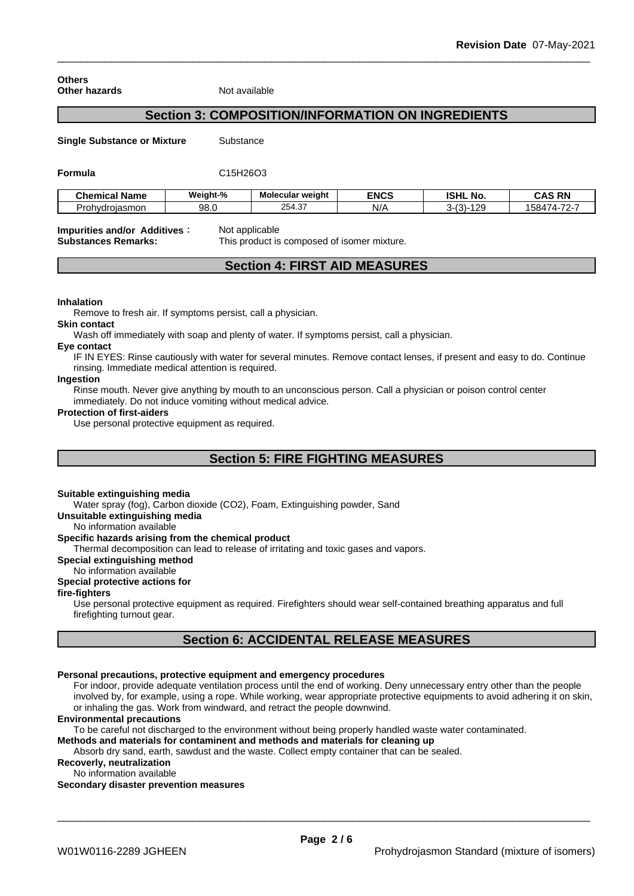**Others**

**Other hazards** Not available

## Section 3: COMPOSITION/INFORMATION ON INGREDIENTS

**Single Substance or Mixture** Substance

**Formula** $C_{15}H_{26}O_3$

| Chemical Name | Weight-% | Molecular weight | ENCS | ISHL No. | CAS RN |
|---|---|---|---|---|---|
| Prohydrojasmon | 98.0 | 254.37 | N/A | 3-(3)-129 | 158474-72-7 |

**Impurities and/or Additives**： Not applicable
**Substances Remarks:** This product is composed of isomer mixture.

## Section 4: FIRST AID MEASURES

**Inhalation**
Remove to fresh air. If symptoms persist, call a physician.

**Skin contact**
Wash off immediately with soap and plenty of water. If symptoms persist, call a physician.

**Eye contact**
IF IN EYES: Rinse cautiously with water for several minutes. Remove contact lenses, if present and easy to do. Continue rinsing. Immediate medical attention is required.

**Ingestion**
Rinse mouth. Never give anything by mouth to an unconscious person. Call a physician or poison control center immediately. Do not induce vomiting without medical advice.

**Protection of first-aiders**
Use personal protective equipment as required.

## Section 5: FIRE FIGHTING MEASURES

**Suitable extinguishing media**
Water spray (fog), Carbon dioxide ($CO_2$), Foam, Extinguishing powder, Sand

**Unsuitable extinguishing media**
No information available

**Specific hazards arising from the chemical product**
Thermal decomposition can lead to release of irritating and toxic gases and vapors.

**Special extinguishing method**
No information available

**Special protective actions for fire-fighters**
Use personal protective equipment as required. Firefighters should wear self-contained breathing apparatus and full firefighting turnout gear.

## Section 6: ACCIDENTAL RELEASE MEASURES

**Personal precautions, protective equipment and emergency procedures**
For indoor, provide adequate ventilation process until the end of working. Deny unnecessary entry other than the people involved by, for example, using a rope. While working, wear appropriate protective equipments to avoid adhering it on skin, or inhaling the gas. Work from windward, and retract the people downwind.

**Environmental precautions**
To be careful not discharged to the environment without being properly handled waste water contaminated.

**Methods and materials for contaminent and methods and materials for cleaning up**
Absorb dry sand, earth, sawdust and the waste. Collect empty container that can be sealed.

**Recoverly, neutralization**
No information available

**Secondary disaster prevention measures**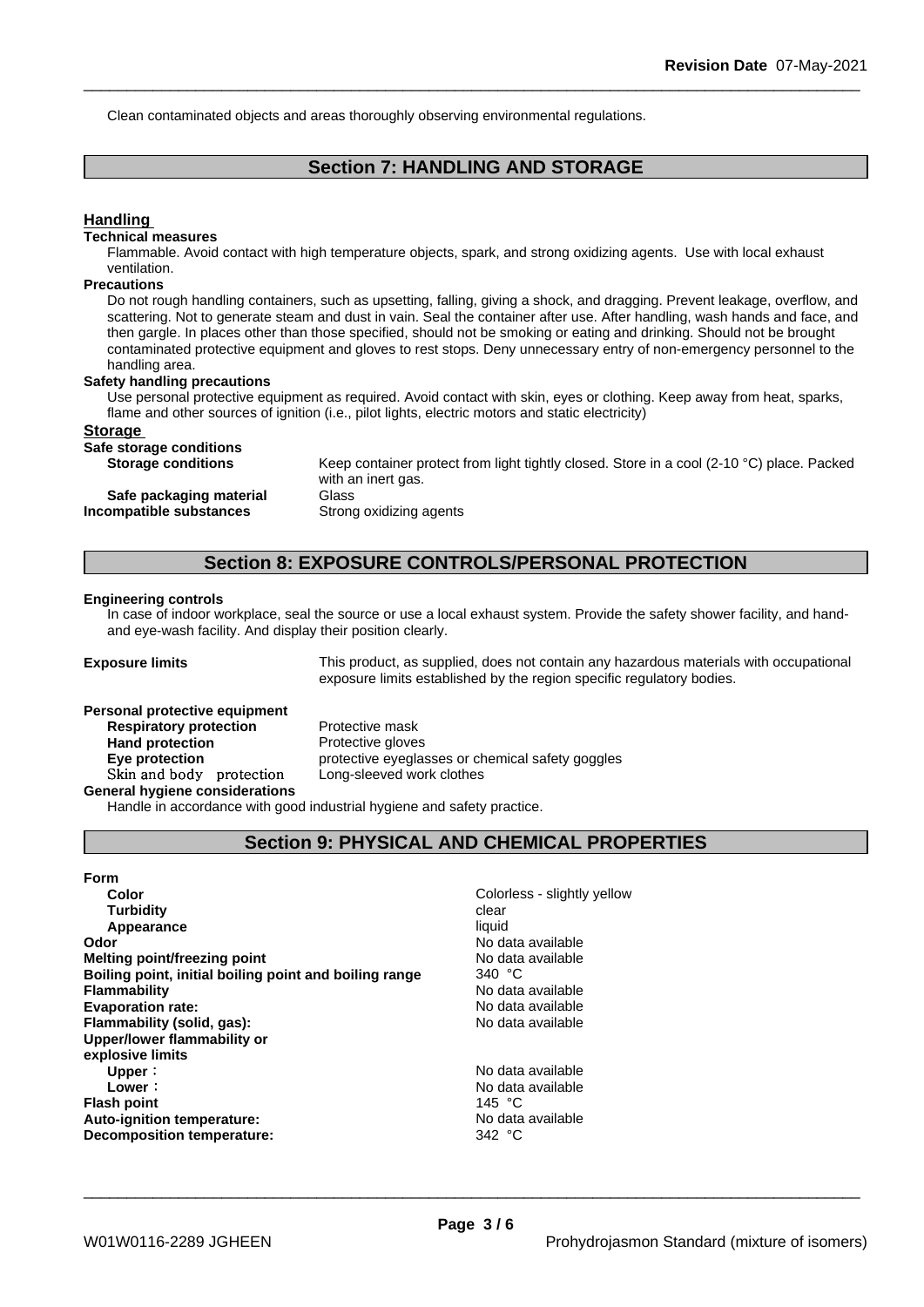Clean contaminated objects and areas thoroughly observing environmental regulations.

## Section 7: HANDLING AND STORAGE

### Handling

**Technical measures**

Flammable. Avoid contact with high temperature objects, spark, and strong oxidizing agents. Use with local exhaust ventilation.

**Precautions**

Do not rough handling containers, such as upsetting, falling, giving a shock, and dragging. Prevent leakage, overflow, and scattering. Not to generate steam and dust in vain. Seal the container after use. After handling, wash hands and face, and then gargle. In places other than those specified, should not be smoking or eating and drinking. Should not be brought contaminated protective equipment and gloves to rest stops. Deny unnecessary entry of non-emergency personnel to the handling area.

**Safety handling precautions**

Use personal protective equipment as required. Avoid contact with skin, eyes or clothing. Keep away from heat, sparks, flame and other sources of ignition (i.e., pilot lights, electric motors and static electricity)

### Storage

**Safe storage conditions**

**Storage conditions** Keep container protect from light tightly closed. Store in a cool (2-10 °C) place. Packed with an inert gas.

**Safe packaging material** Glass

**Incompatible substances** Strong oxidizing agents

## Section 8: EXPOSURE CONTROLS/PERSONAL PROTECTION

**Engineering controls**

In case of indoor workplace, seal the source or use a local exhaust system. Provide the safety shower facility, and hand- and eye-wash facility. And display their position clearly.

**Exposure limits** This product, as supplied, does not contain any hazardous materials with occupational exposure limits established by the region specific regulatory bodies.

**Personal protective equipment**

**Respiratory protection** Protective mask

**Hand protection** Protective gloves

**Eye protection** protective eyeglasses or chemical safety goggles

**Skin and body protection** Long-sleeved work clothes

**General hygiene considerations**

Handle in accordance with good industrial hygiene and safety practice.

## Section 9: PHYSICAL AND CHEMICAL PROPERTIES

**Form**

| Property | Value |
|---|---|
| **Color** | Colorless - slightly yellow |
| **Turbidity** | clear |
| **Appearance** | liquid |
| **Odor** | No data available |
| **Melting point/freezing point** | No data available |
| **Boiling point, initial boiling point and boiling range** | 340 °C |
| **Flammability** | No data available |
| **Evaporation rate:** | No data available |
| **Flammability (solid, gas):** | No data available |
| **Upper/lower flammability or explosive limits** | |
| **Upper**： | No data available |
| **Lower**： | No data available |
| **Flash point** | 145 °C |
| **Auto-ignition temperature:** | No data available |
| **Decomposition temperature:** | 342 °C |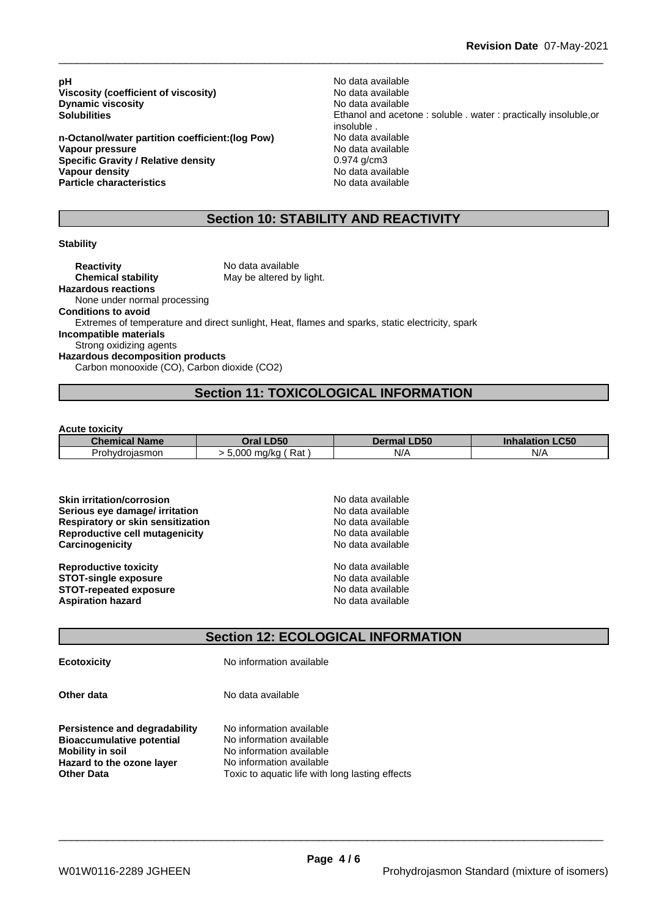| | |
|---|---|
| **pH** | No data available |
| **Viscosity (coefficient of viscosity)** | No data available |
| **Dynamic viscosity** | No data available |
| **Solubilities** | Ethanol and acetone : soluble . water : practically insoluble,or insoluble . |
| **n-Octanol/water partition coefficient:(log Pow)** | No data available |
| **Vapour pressure** | No data available |
| **Specific Gravity / Relative density** | 0.974 g/cm3 |
| **Vapour density** | No data available |
| **Particle characteristics** | No data available |

## Section 10: STABILITY AND REACTIVITY

**Stability**

**Reactivity** No data available
**Chemical stability** May be altered by light.

**Hazardous reactions**
None under normal processing

**Conditions to avoid**
Extremes of temperature and direct sunlight, Heat, flames and sparks, static electricity, spark

**Incompatible materials**
Strong oxidizing agents

**Hazardous decomposition products**
Carbon monooxide (CO), Carbon dioxide ($CO_2$)

## Section 11: TOXICOLOGICAL INFORMATION

**Acute toxicity**

| Chemical Name | Oral LD50 | Dermal LD50 | Inhalation LC50 |
|---|---|---|---|
| Prohydrojasmon | > 5,000 mg/kg ( Rat ) | N/A | N/A |

| | |
|---|---|
| **Skin irritation/corrosion** | No data available |
| **Serious eye damage/ irritation** | No data available |
| **Respiratory or skin sensitization** | No data available |
| **Reproductive cell mutagenicity** | No data available |
| **Carcinogenicity** | No data available |
| **Reproductive toxicity** | No data available |
| **STOT-single exposure** | No data available |
| **STOT-repeated exposure** | No data available |
| **Aspiration hazard** | No data available |

## Section 12: ECOLOGICAL INFORMATION

**Ecotoxicity** No information available

**Other data** No data available

| | |
|---|---|
| **Persistence and degradability** | No information available |
| **Bioaccumulative potential** | No information available |
| **Mobility in soil** | No information available |
| **Hazard to the ozone layer** | No information available |
| **Other Data** | Toxic to aquatic life with long lasting effects |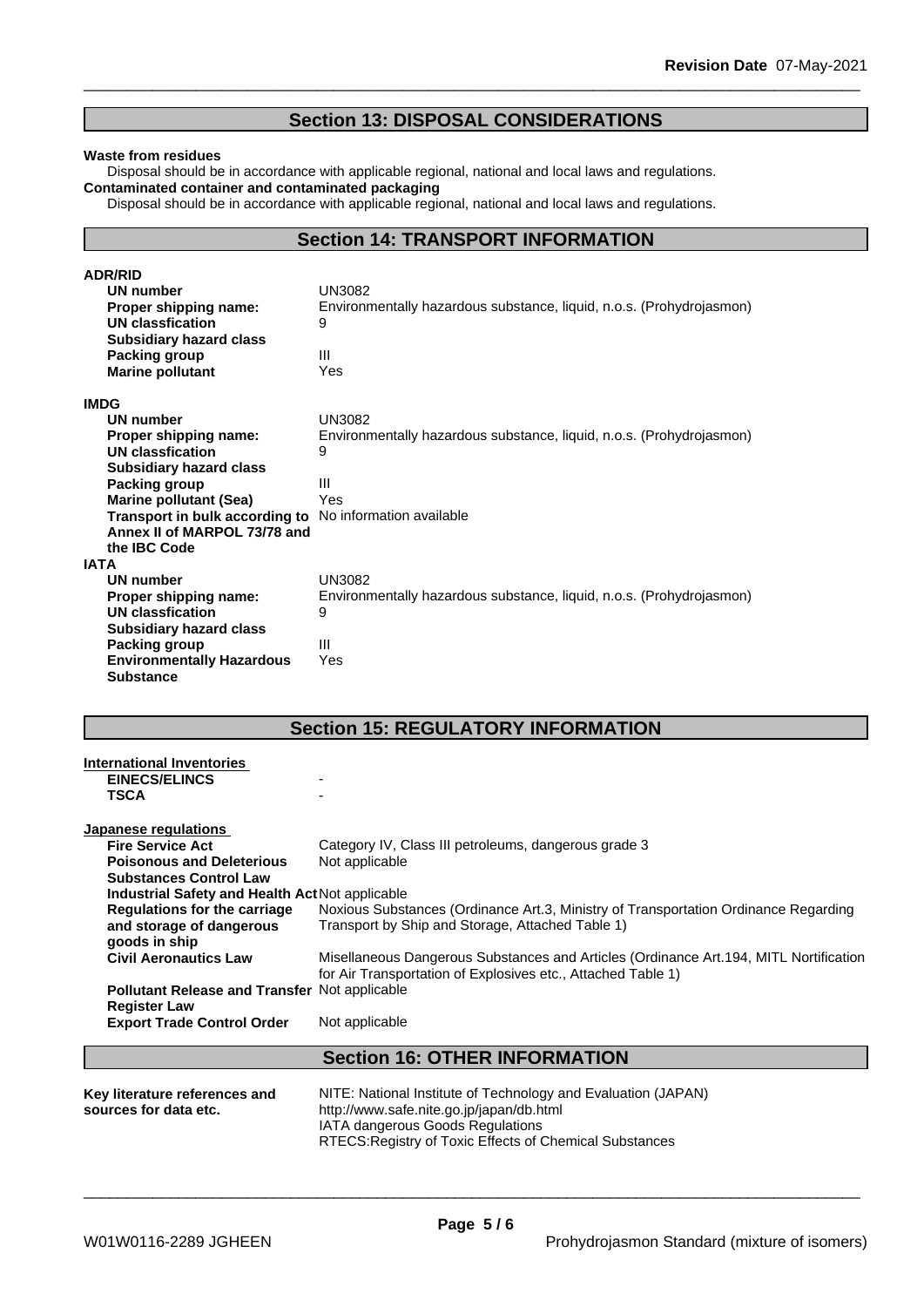## Section 13: DISPOSAL CONSIDERATIONS

**Waste from residues**

Disposal should be in accordance with applicable regional, national and local laws and regulations.

**Contaminated container and contaminated packaging**

Disposal should be in accordance with applicable regional, national and local laws and regulations.

## Section 14: TRANSPORT INFORMATION

**ADR/RID**

| | |
|---|---|
| **UN number** | UN3082 |
| **Proper shipping name:** | Environmentally hazardous substance, liquid, n.o.s. (Prohydrojasmon) |
| **UN classfication** | 9 |
| **Subsidiary hazard class** | |
| **Packing group** | III |
| **Marine pollutant** | Yes |

**IMDG**

| | |
|---|---|
| **UN number** | UN3082 |
| **Proper shipping name:** | Environmentally hazardous substance, liquid, n.o.s. (Prohydrojasmon) |
| **UN classfication** | 9 |
| **Subsidiary hazard class** | |
| **Packing group** | III |
| **Marine pollutant (Sea)** | Yes |
| **Transport in bulk according to Annex II of MARPOL 73/78 and the IBC Code** | No information available |

**IATA**

| | |
|---|---|
| **UN number** | UN3082 |
| **Proper shipping name:** | Environmentally hazardous substance, liquid, n.o.s. (Prohydrojasmon) |
| **UN classfication** | 9 |
| **Subsidiary hazard class** | |
| **Packing group** | III |
| **Environmentally Hazardous Substance** | Yes |

## Section 15: REGULATORY INFORMATION

**International Inventories**

| | |
|---|---|
| **EINECS/ELINCS** | - |
| **TSCA** | - |

**Japanese regulations**

| | |
|---|---|
| **Fire Service Act** | Category IV, Class III petroleums, dangerous grade 3 |
| **Poisonous and Deleterious Substances Control Law** | Not applicable |
| **Industrial Safety and Health Act** | Not applicable |
| **Regulations for the carriage and storage of dangerous goods in ship** | Noxious Substances (Ordinance Art.3, Ministry of Transportation Ordinance Regarding Transport by Ship and Storage, Attached Table 1) |
| **Civil Aeronautics Law** | Misellaneous Dangerous Substances and Articles (Ordinance Art.194, MITL Nortification for Air Transportation of Explosives etc., Attached Table 1) |
| **Pollutant Release and Transfer Register Law** | Not applicable |
| **Export Trade Control Order** | Not applicable |

## Section 16: OTHER INFORMATION

**Key literature references and sources for data etc.**

NITE: National Institute of Technology and Evaluation (JAPAN)
http://www.safe.nite.go.jp/japan/db.html
IATA dangerous Goods Regulations
RTECS:Registry of Toxic Effects of Chemical Substances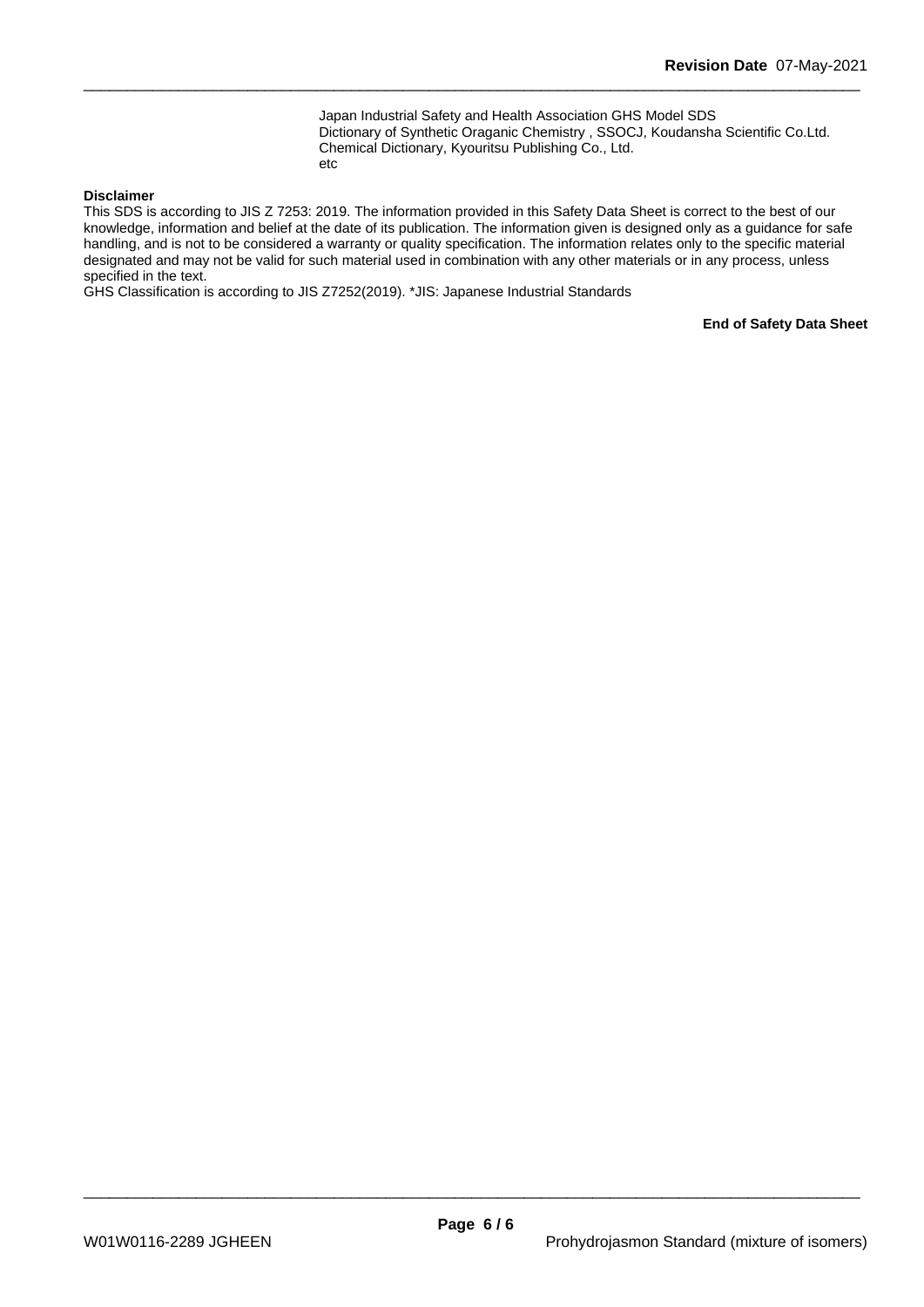Japan Industrial Safety and Health Association GHS Model SDS
Dictionary of Synthetic Oraganic Chemistry , SSOCJ, Koudansha Scientific Co.Ltd.
Chemical Dictionary, Kyouritsu Publishing Co., Ltd.
etc

**Disclaimer**

This SDS is according to JIS Z 7253: 2019. The information provided in this Safety Data Sheet is correct to the best of our knowledge, information and belief at the date of its publication. The information given is designed only as a guidance for safe handling, and is not to be considered a warranty or quality specification. The information relates only to the specific material designated and may not be valid for such material used in combination with any other materials or in any process, unless specified in the text.
GHS Classification is according to JIS Z7252(2019). *JIS: Japanese Industrial Standards

**End of Safety Data Sheet**